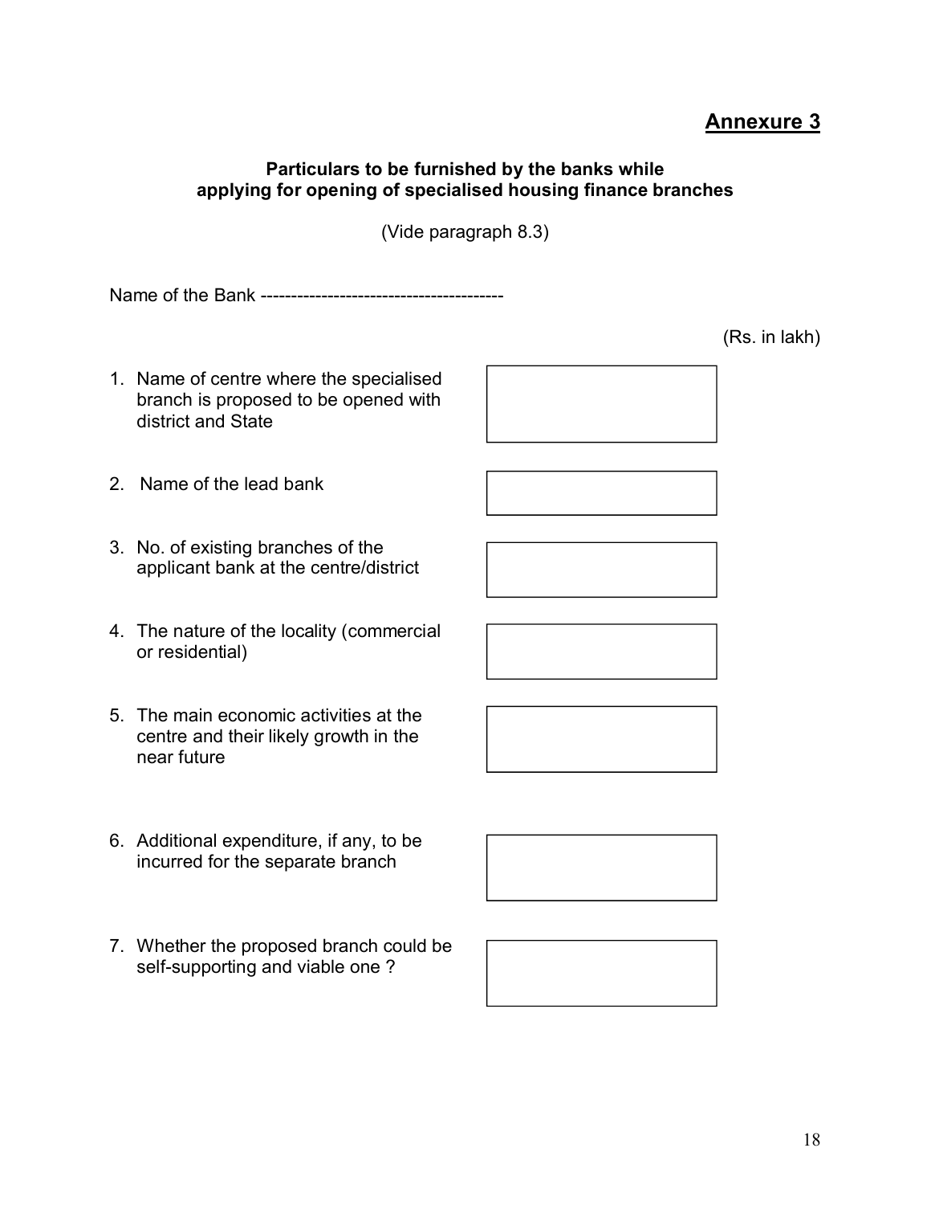## Annexure 3

**Particulars to be furnished by the banks while applying for opening of specialised housing finance branches**

(Vide paragraph 8.3)

Name of the Bank ----------------------------------------

(Rs. in lakh)

| | |
|---|---|
| 1. Name of centre where the specialised branch is proposed to be opened with district and State | |
| 2. Name of the lead bank | |
| 3. No. of existing branches of the applicant bank at the centre/district | |
| 4. The nature of the locality (commercial or residential) | |
| 5. The main economic activities at the centre and their likely growth in the near future | |
| 6. Additional expenditure, if any, to be incurred for the separate branch | |
| 7. Whether the proposed branch could be self-supporting and viable one ? | |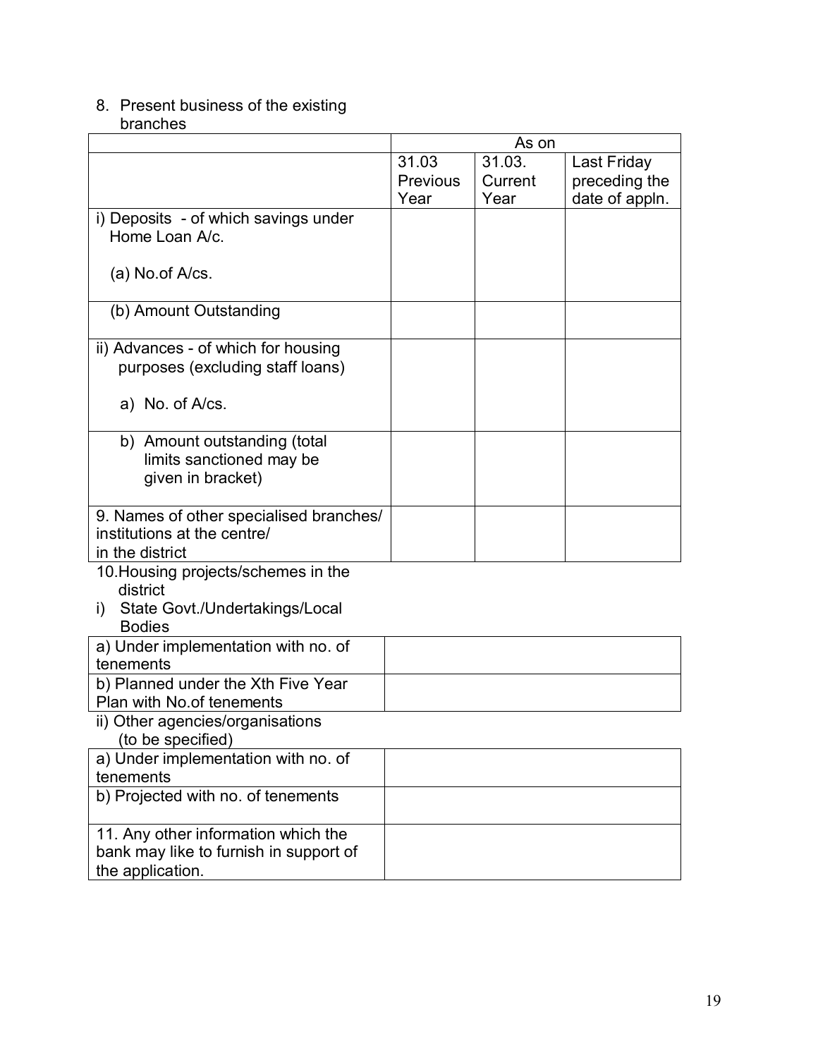8. Present business of the existing branches

| | As on | | |
|---|---|---|---|
| | 31.03 Previous Year | 31.03. Current Year | Last Friday preceding the date of appln. |
| i) Deposits - of which savings under Home Loan A/c.<br><br>(a) No.of A/cs. | | | |
| (b) Amount Outstanding | | | |
| ii) Advances - of which for housing purposes (excluding staff loans)<br><br>a) No. of A/cs. | | | |
| b) Amount outstanding (total limits sanctioned may be given in bracket) | | | |
| 9. Names of other specialised branches/ institutions at the centre/ in the district | | | |

10. Housing projects/schemes in the district

i) State Govt./Undertakings/Local Bodies

| | |
|---|---|
| a) Under implementation with no. of tenements | |
| b) Planned under the Xth Five Year Plan with No.of tenements | |

ii) Other agencies/organisations (to be specified)

| | |
|---|---|
| a) Under implementation with no. of tenements | |
| b) Projected with no. of tenements | |
| 11. Any other information which the bank may like to furnish in support of the application. | |